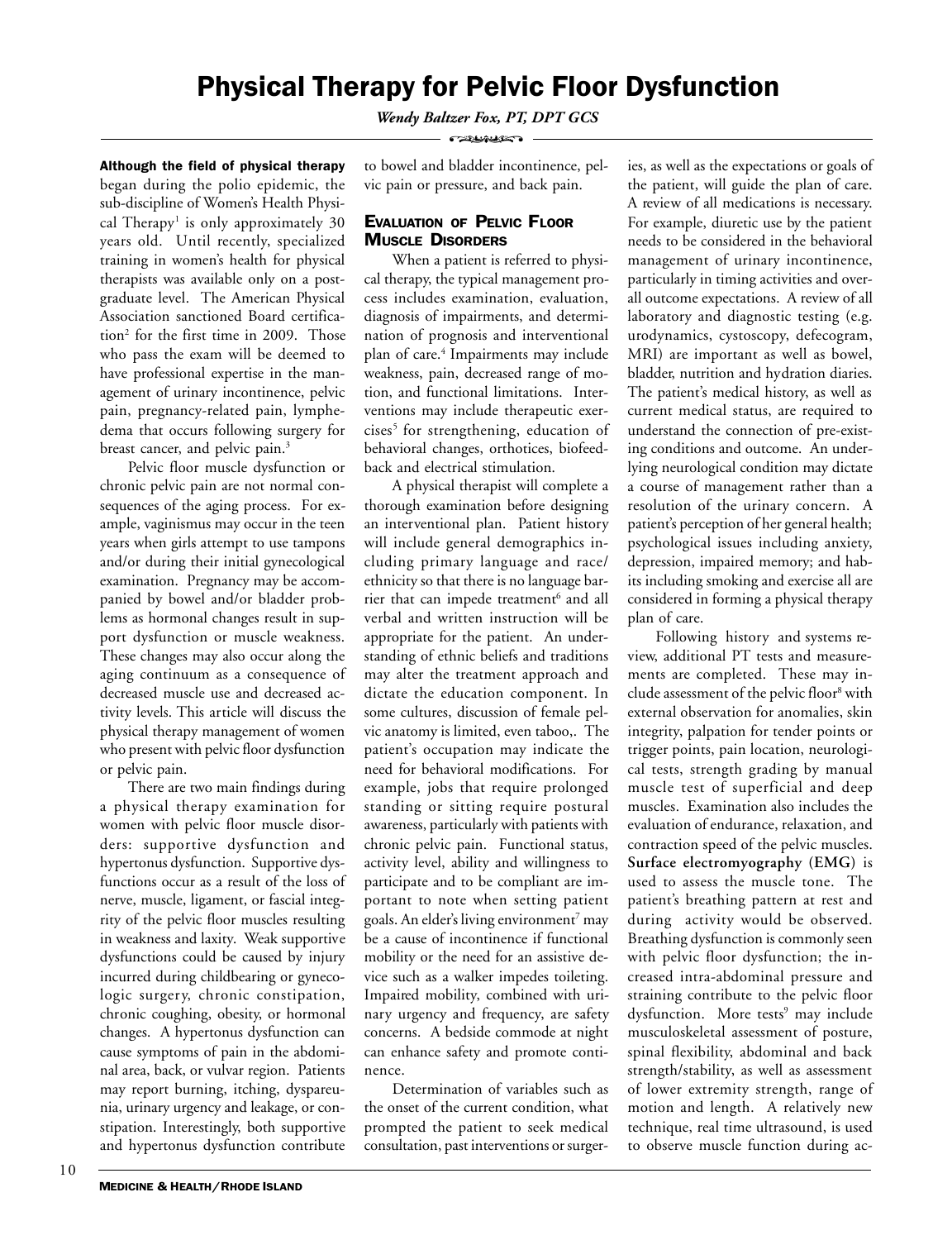# Physical Therapy for Pelvic Floor Dysfunction

*Wendy Baltzer Fox, PT, DPT GCS*

**Although the field of physical therapy** began during the polio epidemic, the sub-discipline of Women's Health Physical Therapy[1] is only approximately 30 years old. Until recently, specialized training in women's health for physical therapists was available only on a post-graduate level. The American Physical Association sanctioned Board certification[2] for the first time in 2009. Those who pass the exam will be deemed to have professional expertise in the management of urinary incontinence, pelvic pain, pregnancy-related pain, lymphedema that occurs following surgery for breast cancer, and pelvic pain.[3]

Pelvic floor muscle dysfunction or chronic pelvic pain are not normal consequences of the aging process. For example, vaginismus may occur in the teen years when girls attempt to use tampons and/or during their initial gynecological examination. Pregnancy may be accompanied by bowel and/or bladder problems as hormonal changes result in support dysfunction or muscle weakness. These changes may also occur along the aging continuum as a consequence of decreased muscle use and decreased activity levels. This article will discuss the physical therapy management of women who present with pelvic floor dysfunction or pelvic pain.

There are two main findings during a physical therapy examination for women with pelvic floor muscle disorders: supportive dysfunction and hypertonus dysfunction. Supportive dysfunctions occur as a result of the loss of nerve, muscle, ligament, or fascial integrity of the pelvic floor muscles resulting in weakness and laxity. Weak supportive dysfunctions could be caused by injury incurred during childbearing or gynecologic surgery, chronic constipation, chronic coughing, obesity, or hormonal changes. A hypertonus dysfunction can cause symptoms of pain in the abdominal area, back, or vulvar region. Patients may report burning, itching, dyspareunia, urinary urgency and leakage, or constipation. Interestingly, both supportive and hypertonus dysfunction contribute to bowel and bladder incontinence, pelvic pain or pressure, and back pain.

## Evaluation of Pelvic Floor Muscle Disorders

When a patient is referred to physical therapy, the typical management process includes examination, evaluation, diagnosis of impairments, and determination of prognosis and interventional plan of care.[4] Impairments may include weakness, pain, decreased range of motion, and functional limitations. Interventions may include therapeutic exercises[5] for strengthening, education of behavioral changes, orthotices, biofeedback and electrical stimulation.

A physical therapist will complete a thorough examination before designing an interventional plan. Patient history will include general demographics including primary language and race/ethnicity so that there is no language barrier that can impede treatment[6] and all verbal and written instruction will be appropriate for the patient. An understanding of ethnic beliefs and traditions may alter the treatment approach and dictate the education component. In some cultures, discussion of female pelvic anatomy is limited, even taboo,. The patient's occupation may indicate the need for behavioral modifications. For example, jobs that require prolonged standing or sitting require postural awareness, particularly with patients with chronic pelvic pain. Functional status, activity level, ability and willingness to participate and to be compliant are important to note when setting patient goals. An elder's living environment[7] may be a cause of incontinence if functional mobility or the need for an assistive device such as a walker impedes toileting. Impaired mobility, combined with urinary urgency and frequency, are safety concerns. A bedside commode at night can enhance safety and promote continence.

Determination of variables such as the onset of the current condition, what prompted the patient to seek medical consultation, past interventions or surgeries, as well as the expectations or goals of the patient, will guide the plan of care. A review of all medications is necessary. For example, diuretic use by the patient needs to be considered in the behavioral management of urinary incontinence, particularly in timing activities and overall outcome expectations. A review of all laboratory and diagnostic testing (e.g. urodynamics, cystoscopy, defecogram, MRI) are important as well as bowel, bladder, nutrition and hydration diaries. The patient's medical history, as well as current medical status, are required to understand the connection of pre-existing conditions and outcome. An underlying neurological condition may dictate a course of management rather than a resolution of the urinary concern. A patient's perception of her general health; psychological issues including anxiety, depression, impaired memory; and habits including smoking and exercise all are considered in forming a physical therapy plan of care.

Following history and systems review, additional PT tests and measurements are completed. These may include assessment of the pelvic floor[8] with external observation for anomalies, skin integrity, palpation for tender points or trigger points, pain location, neurological tests, strength grading by manual muscle test of superficial and deep muscles. Examination also includes the evaluation of endurance, relaxation, and contraction speed of the pelvic muscles. **Surface electromyography (EMG)** is used to assess the muscle tone. The patient's breathing pattern at rest and during activity would be observed. Breathing dysfunction is commonly seen with pelvic floor dysfunction; the increased intra-abdominal pressure and straining contribute to the pelvic floor dysfunction. More tests[9] may include musculoskeletal assessment of posture, spinal flexibility, abdominal and back strength/stability, as well as assessment of lower extremity strength, range of motion and length. A relatively new technique, real time ultrasound, is used to observe muscle function during ac-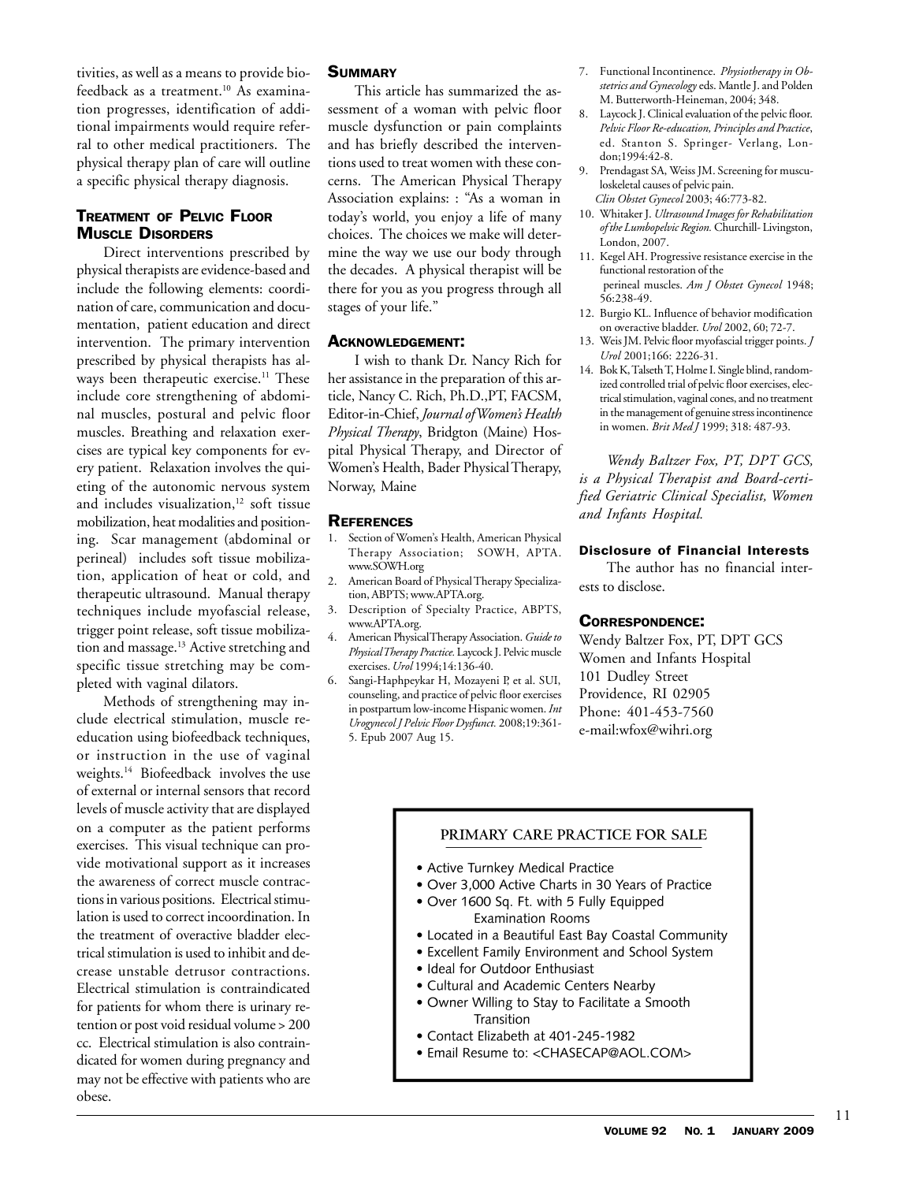tivities, as well as a means to provide biofeedback as a treatment.[10] As examination progresses, identification of additional impairments would require referral to other medical practitioners. The physical therapy plan of care will outline a specific physical therapy diagnosis.

## Treatment of Pelvic Floor Muscle Disorders

Direct interventions prescribed by physical therapists are evidence-based and include the following elements: coordination of care, communication and documentation, patient education and direct intervention. The primary intervention prescribed by physical therapists has always been therapeutic exercise.[11] These include core strengthening of abdominal muscles, postural and pelvic floor muscles. Breathing and relaxation exercises are typical key components for every patient. Relaxation involves the quieting of the autonomic nervous system and includes visualization,[12] soft tissue mobilization, heat modalities and positioning. Scar management (abdominal or perineal) includes soft tissue mobilization, application of heat or cold, and therapeutic ultrasound. Manual therapy techniques include myofascial release, trigger point release, soft tissue mobilization and massage.[13] Active stretching and specific tissue stretching may be completed with vaginal dilators.

Methods of strengthening may include electrical stimulation, muscle reeducation using biofeedback techniques, or instruction in the use of vaginal weights.[14] Biofeedback involves the use of external or internal sensors that record levels of muscle activity that are displayed on a computer as the patient performs exercises. This visual technique can provide motivational support as it increases the awareness of correct muscle contractions in various positions. Electrical stimulation is used to correct incoordination. In the treatment of overactive bladder electrical stimulation is used to inhibit and decrease unstable detrusor contractions. Electrical stimulation is contraindicated for patients for whom there is urinary retention or post void residual volume > 200 cc. Electrical stimulation is also contraindicated for women during pregnancy and may not be effective with patients who are obese.

## Summary

This article has summarized the assessment of a woman with pelvic floor muscle dysfunction or pain complaints and has briefly described the interventions used to treat women with these concerns. The American Physical Therapy Association explains: : "As a woman in today's world, you enjoy a life of many choices. The choices we make will determine the way we use our body through the decades. A physical therapist will be there for you as you progress through all stages of your life."

## Acknowledgement:

I wish to thank Dr. Nancy Rich for her assistance in the preparation of this article, Nancy C. Rich, Ph.D.,PT, FACSM, Editor-in-Chief, *Journal of Women's Health Physical Therapy*, Bridgton (Maine) Hospital Physical Therapy, and Director of Women's Health, Bader Physical Therapy, Norway, Maine

## References

1. Section of Women's Health, American Physical Therapy Association; SOWH, APTA. www.SOWH.org
2. American Board of Physical Therapy Specialization, ABPTS; www.APTA.org.
3. Description of Specialty Practice, ABPTS, www.APTA.org.
4. American Physical Therapy Association. *Guide to Physical Therapy Practice.* Laycock J. Pelvic muscle exercises. *Urol* 1994;14:136-40.
6. Sangi-Haphpeykar H, Mozayeni P, et al. SUI, counseling, and practice of pelvic floor exercises in postpartum low-income Hispanic women. *Int Urogynecol J Pelvic Floor Dysfunct.* 2008;19:361-5. Epub 2007 Aug 15.
7. Functional Incontinence. *Physiotherapy in Obstetrics and Gynecology* eds. Mantle J. and Polden M. Butterworth-Heineman, 2004; 348.
8. Laycock J. Clinical evaluation of the pelvic floor. *Pelvic Floor Re-education, Principles and Practice*, ed. Stanton S. Springer- Verlang, London;1994:42-8.
9. Prendagast SA, Weiss JM. Screening for musculoskeletal causes of pelvic pain. *Clin Obstet Gynecol* 2003; 46:773-82.
10. Whitaker J. *Ultrasound Images for Rehabilitation of the Lumbopelvic Region.* Churchill- Livingston, London, 2007.
11. Kegel AH. Progressive resistance exercise in the functional restoration of the perineal muscles. *Am J Obstet Gynecol* 1948; 56:238-49.
12. Burgio KL. Influence of behavior modification on overactive bladder. *Urol* 2002, 60; 72-7.
13. Weis JM. Pelvic floor myofascial trigger points. *J Urol* 2001;166: 2226-31.
14. Bok K, Talseth T, Holme I. Single blind, randomized controlled trial of pelvic floor exercises, electrical stimulation, vaginal cones, and no treatment in the management of genuine stress incontinence in women. *Brit Med J* 1999; 318: 487-93.

*Wendy Baltzer Fox, PT, DPT GCS, is a Physical Therapist and Board-certified Geriatric Clinical Specialist, Women and Infants Hospital.*

### Disclosure of Financial Interests

The author has no financial interests to disclose.

## Correspondence:

Wendy Baltzer Fox, PT, DPT GCS
Women and Infants Hospital
101 Dudley Street
Providence, RI 02905
Phone: 401-453-7560
e-mail:wfox@wihri.org

---

**PRIMARY CARE PRACTICE FOR SALE**

- Active Turnkey Medical Practice
- Over 3,000 Active Charts in 30 Years of Practice
- Over 1600 Sq. Ft. with 5 Fully Equipped Examination Rooms
- Located in a Beautiful East Bay Coastal Community
- Excellent Family Environment and School System
- Ideal for Outdoor Enthusiast
- Cultural and Academic Centers Nearby
- Owner Willing to Stay to Facilitate a Smooth Transition
- Contact Elizabeth at 401-245-1982
- Email Resume to: <CHASECAP@AOL.COM>